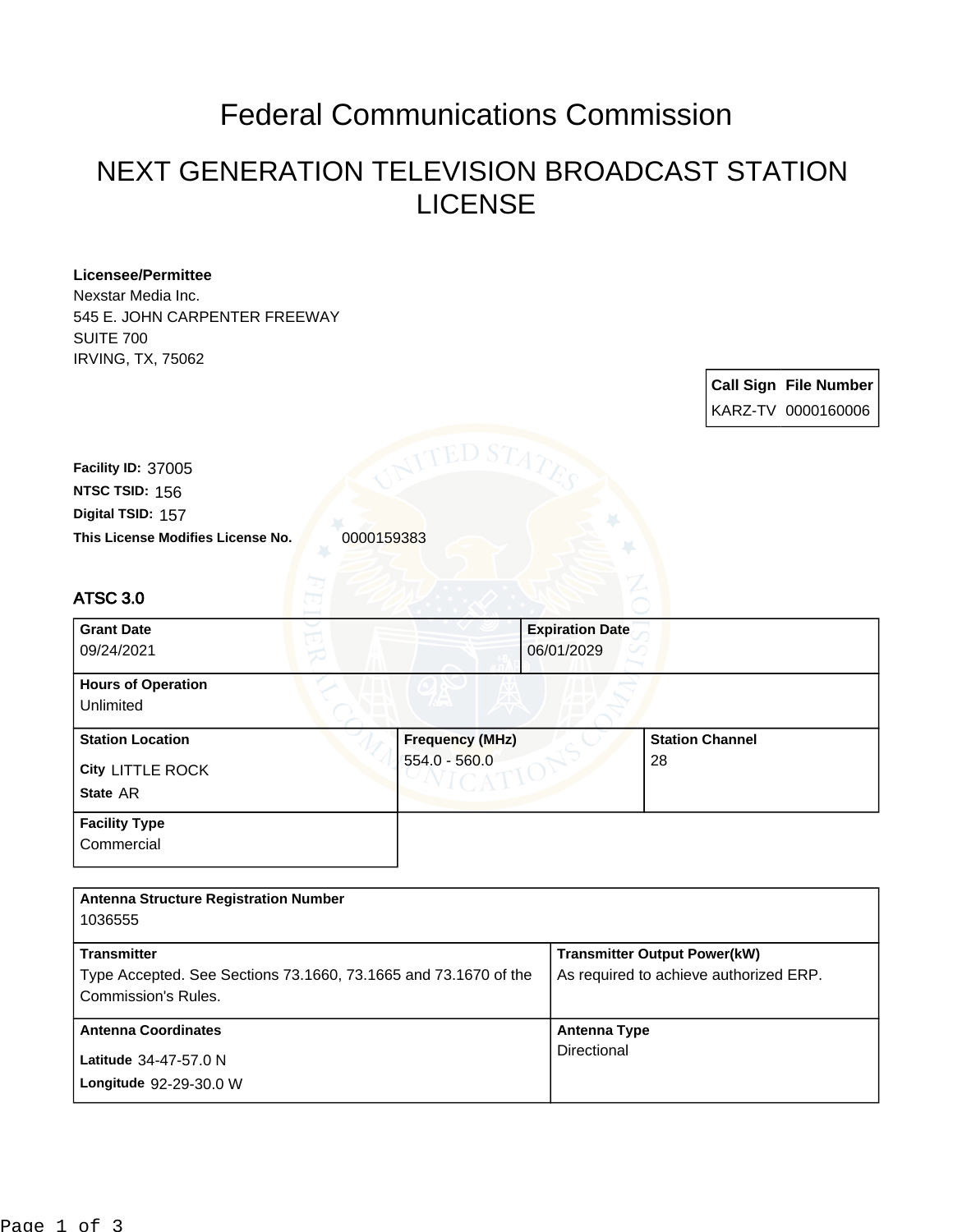# Federal Communications Commission

## NEXT GENERATION TELEVISION BROADCAST STATION LICENSE

**Licensee/Permittee**
Nexstar Media Inc.
545 E. JOHN CARPENTER FREEWAY
SUITE 700
IRVING, TX, 75062

| Call Sign | File Number |
| --- | --- |
| KARZ-TV | 0000160006 |

**Facility ID:** 37005
**NTSC TSID:** 156
**Digital TSID:** 157
**This License Modifies License No.** 0000159383

### ATSC 3.0

| Grant Date | Expiration Date |
| --- | --- |
| 09/24/2021 | 06/01/2029 |

**Hours of Operation**
Unlimited

| Station Location | Frequency (MHz) | Station Channel |
| --- | --- | --- |
| City LITTLE ROCK<br>State AR | 554.0 - 560.0 | 28 |

**Facility Type**
Commercial

**Antenna Structure Registration Number**
1036555

| Transmitter | Transmitter Output Power(kW) |
| --- | --- |
| Type Accepted. See Sections 73.1660, 73.1665 and 73.1670 of the Commission's Rules. | As required to achieve authorized ERP. |

| Antenna Coordinates | Antenna Type |
| --- | --- |
| Latitude 34-47-57.0 N<br>Longitude 92-29-30.0 W | Directional |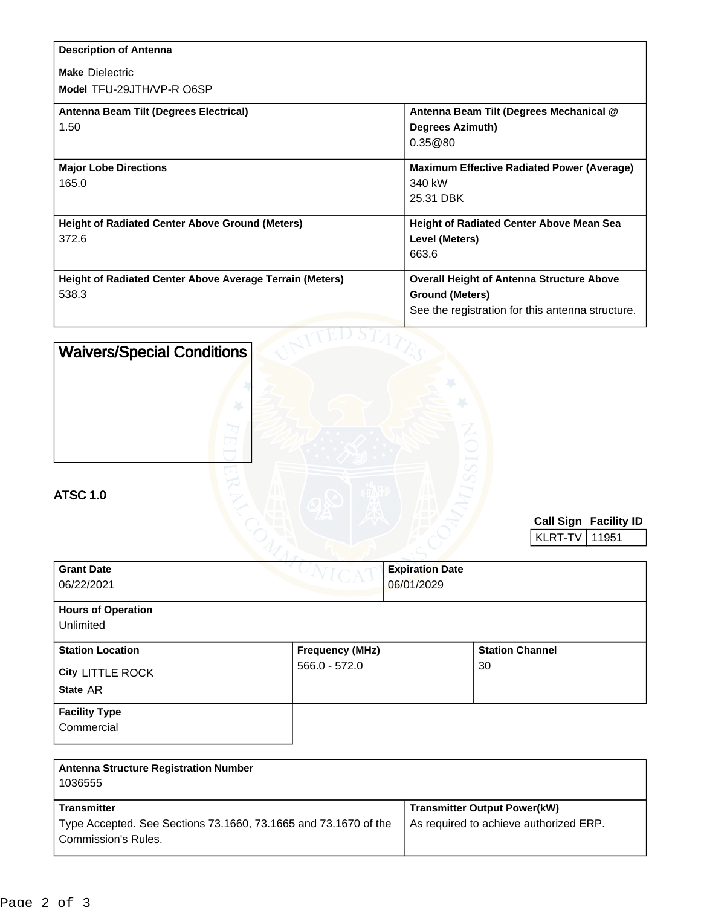| Description of Antenna | |
|---|---|
| **Make** Dielectric<br>**Model** TFU-29JTH/VP-R O6SP | |
| **Antenna Beam Tilt (Degrees Electrical)**<br>1.50 | **Antenna Beam Tilt (Degrees Mechanical @ Degrees Azimuth)**<br>0.35@80 |
| **Major Lobe Directions**<br>165.0 | **Maximum Effective Radiated Power (Average)**<br>340 kW<br>25.31 DBK |
| **Height of Radiated Center Above Ground (Meters)**<br>372.6 | **Height of Radiated Center Above Mean Sea Level (Meters)**<br>663.6 |
| **Height of Radiated Center Above Average Terrain (Meters)**<br>538.3 | **Overall Height of Antenna Structure Above Ground (Meters)**<br>See the registration for this antenna structure. |

## Waivers/Special Conditions

## ATSC 1.0

| Call Sign | Facility ID |
|---|---|
| KLRT-TV | 11951 |

| Grant Date | Expiration Date |
|---|---|
| 06/22/2021 | 06/01/2029 |

| Hours of Operation |
|---|
| Unlimited |

| Station Location | Frequency (MHz) | Station Channel |
|---|---|---|
| **City** LITTLE ROCK<br>**State** AR | 566.0 - 572.0 | 30 |

| Facility Type |
|---|
| Commercial |

| Antenna Structure Registration Number | |
|---|---|
| 1036555 | |
| **Transmitter**<br>Type Accepted. See Sections 73.1660, 73.1665 and 73.1670 of the Commission's Rules. | **Transmitter Output Power(kW)**<br>As required to achieve authorized ERP. |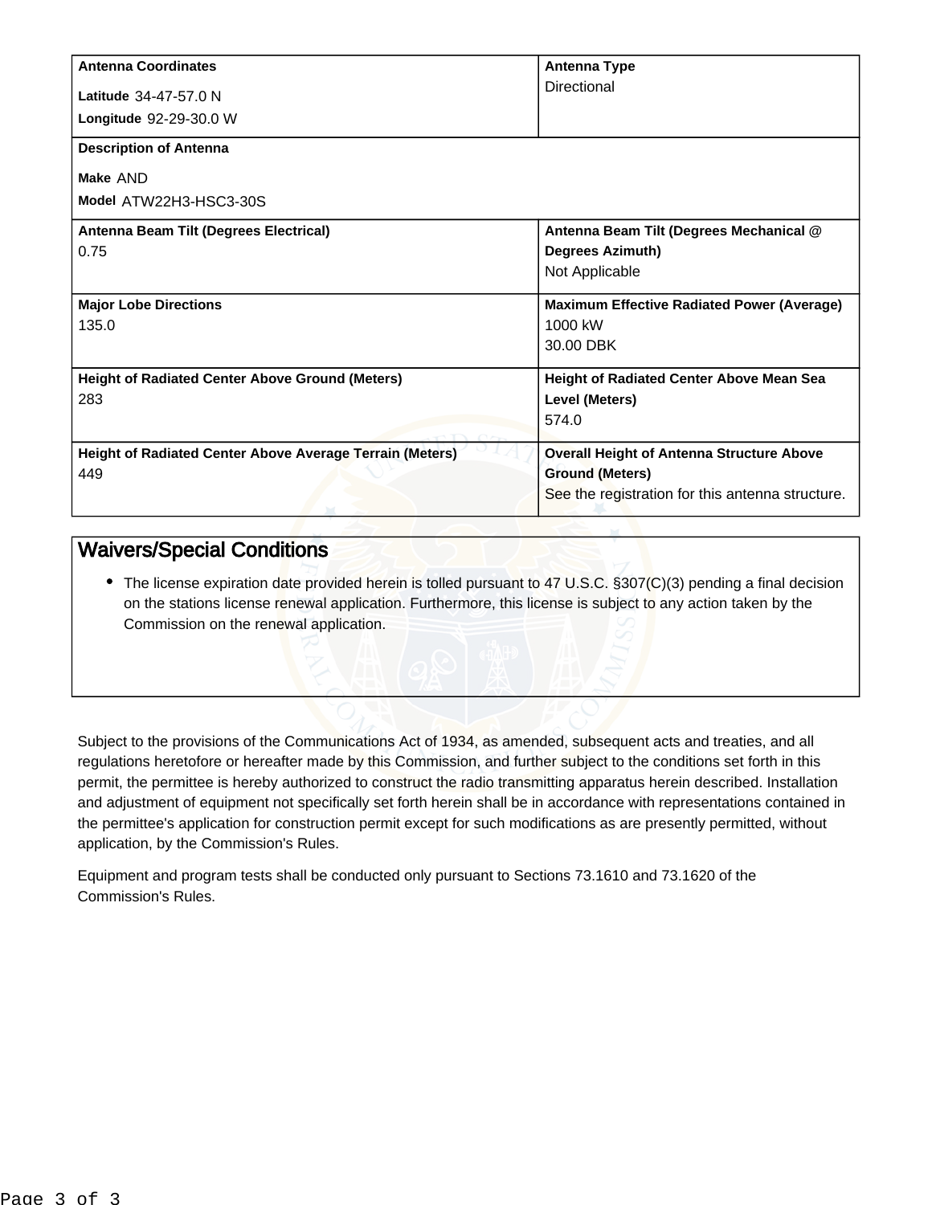| | |
|---|---|
| **Antenna Coordinates**<br>**Latitude** 34-47-57.0 N<br>**Longitude** 92-29-30.0 W | **Antenna Type**<br>Directional |
| **Description of Antenna**<br>**Make** AND<br>**Model** ATW22H3-HSC3-30S | |
| **Antenna Beam Tilt (Degrees Electrical)**<br>0.75 | **Antenna Beam Tilt (Degrees Mechanical @ Degrees Azimuth)**<br>Not Applicable |
| **Major Lobe Directions**<br>135.0 | **Maximum Effective Radiated Power (Average)**<br>1000 kW<br>30.00 DBK |
| **Height of Radiated Center Above Ground (Meters)**<br>283 | **Height of Radiated Center Above Mean Sea Level (Meters)**<br>574.0 |
| **Height of Radiated Center Above Average Terrain (Meters)**<br>449 | **Overall Height of Antenna Structure Above Ground (Meters)**<br>See the registration for this antenna structure. |

## Waivers/Special Conditions

- The license expiration date provided herein is tolled pursuant to 47 U.S.C. §307(C)(3) pending a final decision on the stations license renewal application. Furthermore, this license is subject to any action taken by the Commission on the renewal application.

Subject to the provisions of the Communications Act of 1934, as amended, subsequent acts and treaties, and all regulations heretofore or hereafter made by this Commission, and further subject to the conditions set forth in this permit, the permittee is hereby authorized to construct the radio transmitting apparatus herein described. Installation and adjustment of equipment not specifically set forth herein shall be in accordance with representations contained in the permittee's application for construction permit except for such modifications as are presently permitted, without application, by the Commission's Rules.

Equipment and program tests shall be conducted only pursuant to Sections 73.1610 and 73.1620 of the Commission's Rules.